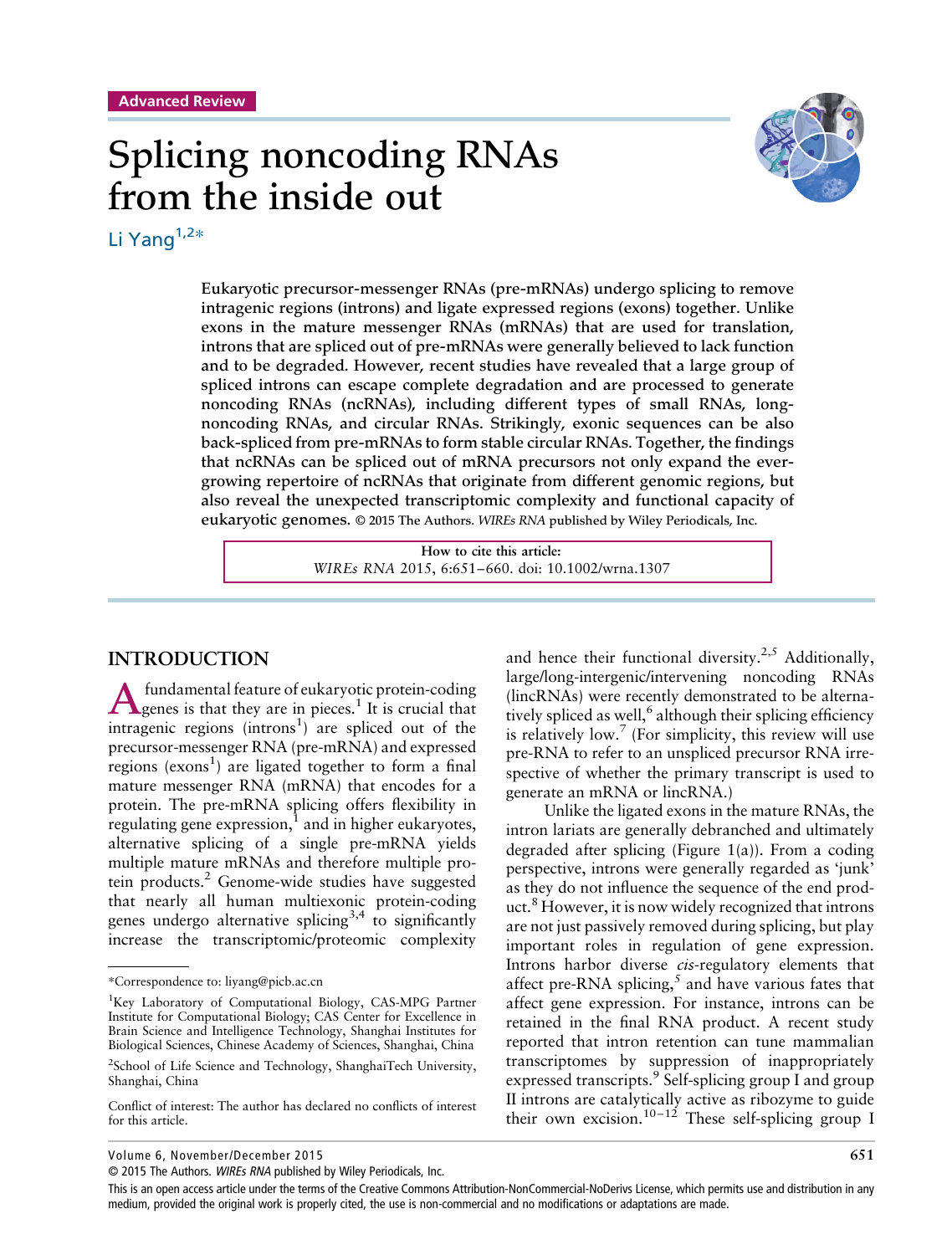Advanced Review

# Splicing noncoding RNAs from the inside out

Li Yang[1,2*]

**Eukaryotic precursor-messenger RNAs (pre-mRNAs) undergo splicing to remove intragenic regions (introns) and ligate expressed regions (exons) together. Unlike exons in the mature messenger RNAs (mRNAs) that are used for translation, introns that are spliced out of pre-mRNAs were generally believed to lack function and to be degraded. However, recent studies have revealed that a large group of spliced introns can escape complete degradation and are processed to generate noncoding RNAs (ncRNAs), including different types of small RNAs, long-noncoding RNAs, and circular RNAs. Strikingly, exonic sequences can be also back-spliced from pre-mRNAs to form stable circular RNAs. Together, the findings that ncRNAs can be spliced out of mRNA precursors not only expand the ever-growing repertoire of ncRNAs that originate from different genomic regions, but also reveal the unexpected transcriptomic complexity and functional capacity of eukaryotic genomes.** © 2015 The Authors. *WIREs RNA* published by Wiley Periodicals, Inc.

How to cite this article:
*WIREs RNA* 2015, 6:651–660. doi: 10.1002/wrna.1307

## INTRODUCTION

A fundamental feature of eukaryotic protein-coding genes is that they are in pieces.[1] It is crucial that intragenic regions (introns[1]) are spliced out of the precursor-messenger RNA (pre-mRNA) and expressed regions (exons[1]) are ligated together to form a final mature messenger RNA (mRNA) that encodes for a protein. The pre-mRNA splicing offers flexibility in regulating gene expression,[1] and in higher eukaryotes, alternative splicing of a single pre-mRNA yields multiple mature mRNAs and therefore multiple protein products.[2] Genome-wide studies have suggested that nearly all human multiexonic protein-coding genes undergo alternative splicing[3,4] to significantly increase the transcriptomic/proteomic complexity and hence their functional diversity.[2,5] Additionally, large/long-intergenic/intervening noncoding RNAs (lincRNAs) were recently demonstrated to be alternatively spliced as well,[6] although their splicing efficiency is relatively low.[7] (For simplicity, this review will use pre-RNA to refer to an unspliced precursor RNA irrespective of whether the primary transcript is used to generate an mRNA or lincRNA.)

Unlike the ligated exons in the mature RNAs, the intron lariats are generally debranched and ultimately degraded after splicing (Figure 1(a)). From a coding perspective, introns were generally regarded as 'junk' as they do not influence the sequence of the end product.[8] However, it is now widely recognized that introns are not just passively removed during splicing, but play important roles in regulation of gene expression. Introns harbor diverse *cis*-regulatory elements that affect pre-RNA splicing,[5] and have various fates that affect gene expression. For instance, introns can be retained in the final RNA product. A recent study reported that intron retention can tune mammalian transcriptomes by suppression of inappropriately expressed transcripts.[9] Self-splicing group I and group II introns are catalytically active as ribozyme to guide their own excision.[10–12] These self-splicing group I

---

*Correspondence to: liyang@picb.ac.cn

[1]Key Laboratory of Computational Biology, CAS-MPG Partner Institute for Computational Biology; CAS Center for Excellence in Brain Science and Intelligence Technology, Shanghai Institutes for Biological Sciences, Chinese Academy of Sciences, Shanghai, China

[2]School of Life Science and Technology, ShanghaiTech University, Shanghai, China

Conflict of interest: The author has declared no conflicts of interest for this article.

This is an open access article under the terms of the Creative Commons Attribution-NonCommercial-NoDerivs License, which permits use and distribution in any medium, provided the original work is properly cited, the use is non-commercial and no modifications or adaptations are made.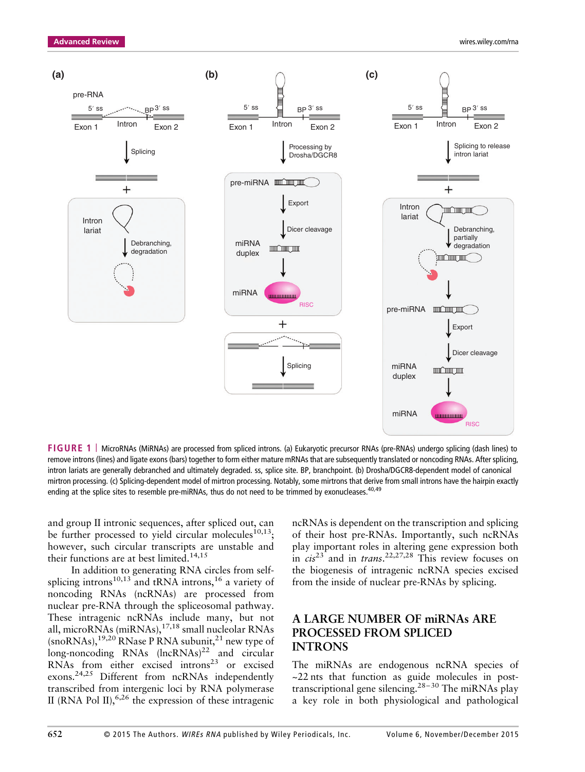FIGURE 1 | MicroRNAs (MiRNAs) are processed from spliced introns. (a) Eukaryotic precursor RNAs (pre-RNAs) undergo splicing (dash lines) to remove introns (lines) and ligate exons (bars) together to form either mature mRNAs that are subsequently translated or noncoding RNAs. After splicing, intron lariats are generally debranched and ultimately degraded. ss, splice site. BP, branchpoint. (b) Drosha/DGCR8-dependent model of canonical mirtron processing. (c) Splicing-dependent model of mirtron processing. Notably, some mirtrons that derive from small introns have the hairpin exactly ending at the splice sites to resemble pre-miRNAs, thus do not need to be trimmed by exonucleases.[40,49]

and group II intronic sequences, after spliced out, can be further processed to yield circular molecules[10,13]; however, such circular transcripts are unstable and their functions are at best limited.[14,15]

In addition to generating RNA circles from self-splicing introns[10,13] and tRNA introns,[16] a variety of noncoding RNAs (ncRNAs) are processed from nuclear pre-RNA through the spliceosomal pathway. These intragenic ncRNAs include many, but not all, microRNAs (miRNAs),[17,18] small nucleolar RNAs (snoRNAs),[19,20] RNase P RNA subunit,[21] new type of long-noncoding RNAs (lncRNAs)[22] and circular RNAs from either excised introns[23] or excised exons.[24,25] Different from ncRNAs independently transcribed from intergenic loci by RNA polymerase II (RNA Pol II),[6,26] the expression of these intragenic ncRNAs is dependent on the transcription and splicing of their host pre-RNAs. Importantly, such ncRNAs play important roles in altering gene expression both in *cis*[23] and in *trans*.[22,27,28] This review focuses on the biogenesis of intragenic ncRNA species excised from the inside of nuclear pre-RNAs by splicing.

## A LARGE NUMBER OF miRNAs ARE PROCESSED FROM SPLICED INTRONS

The miRNAs are endogenous ncRNA species of ~22 nts that function as guide molecules in post-transcriptional gene silencing.[28–30] The miRNAs play a key role in both physiological and pathological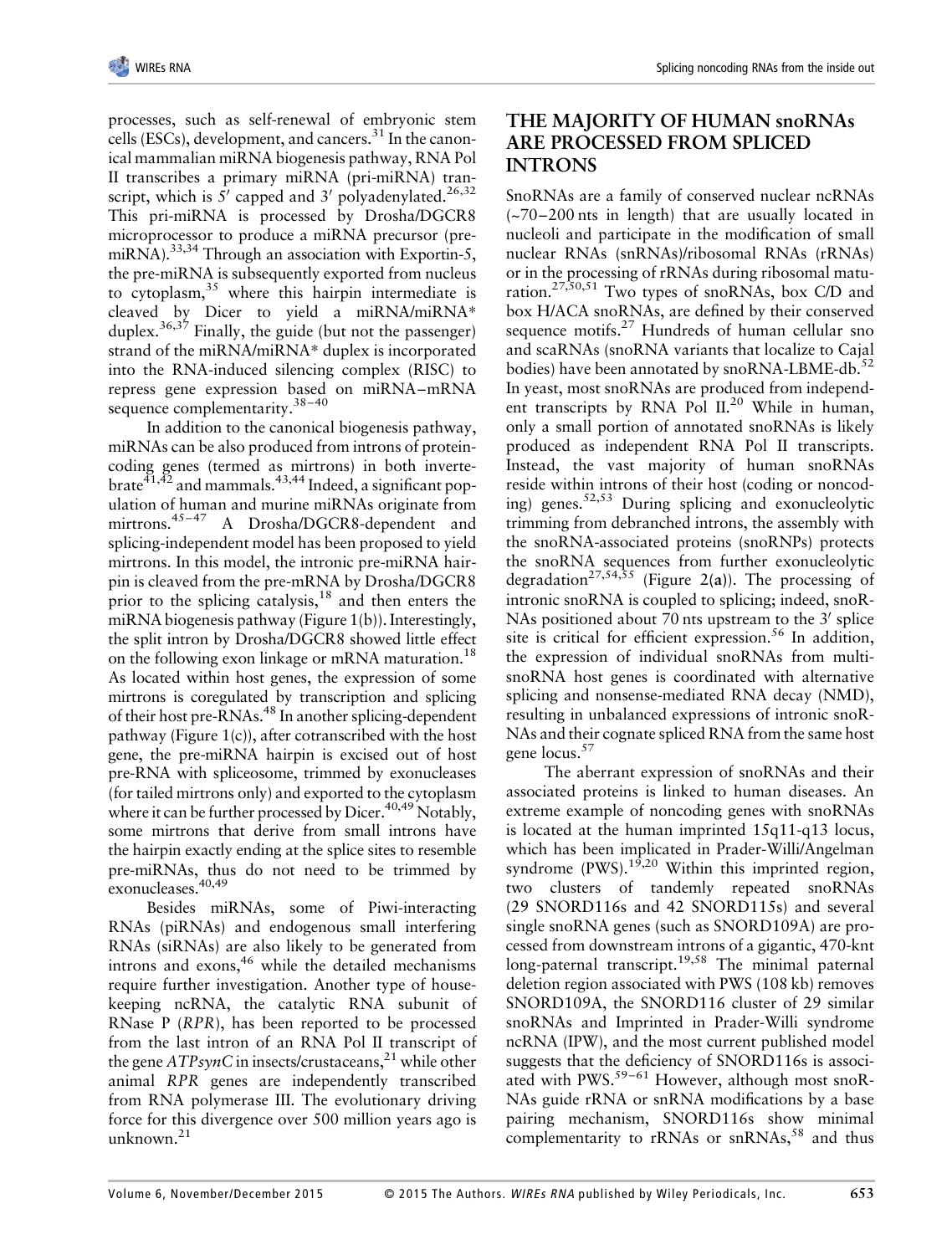processes, such as self-renewal of embryonic stem cells (ESCs), development, and cancers.[31] In the canonical mammalian miRNA biogenesis pathway, RNA Pol II transcribes a primary miRNA (pri-miRNA) transcript, which is 5′ capped and 3′ polyadenylated.[26,32] This pri-miRNA is processed by Drosha/DGCR8 microprocessor to produce a miRNA precursor (pre-miRNA).[33,34] Through an association with Exportin-5, the pre-miRNA is subsequently exported from nucleus to cytoplasm,[35] where this hairpin intermediate is cleaved by Dicer to yield a miRNA/miRNA* duplex.[36,37] Finally, the guide (but not the passenger) strand of the miRNA/miRNA* duplex is incorporated into the RNA-induced silencing complex (RISC) to repress gene expression based on miRNA–mRNA sequence complementarity.[38–40]

In addition to the canonical biogenesis pathway, miRNAs can be also produced from introns of protein-coding genes (termed as mirtrons) in both invertebrate[41,42] and mammals.[43,44] Indeed, a significant population of human and murine miRNAs originate from mirtrons.[45–47] A Drosha/DGCR8-dependent and splicing-independent model has been proposed to yield mirtrons. In this model, the intronic pre-miRNA hairpin is cleaved from the pre-mRNA by Drosha/DGCR8 prior to the splicing catalysis,[18] and then enters the miRNA biogenesis pathway (Figure 1(b)). Interestingly, the split intron by Drosha/DGCR8 showed little effect on the following exon linkage or mRNA maturation.[18] As located within host genes, the expression of some mirtrons is coregulated by transcription and splicing of their host pre-RNAs.[48] In another splicing-dependent pathway (Figure 1(c)), after cotranscribed with the host gene, the pre-miRNA hairpin is excised out of host pre-RNA with spliceosome, trimmed by exonucleases (for tailed mirtrons only) and exported to the cytoplasm where it can be further processed by Dicer.[40,49] Notably, some mirtrons that derive from small introns have the hairpin exactly ending at the splice sites to resemble pre-miRNAs, thus do not need to be trimmed by exonucleases.[40,49]

Besides miRNAs, some of Piwi-interacting RNAs (piRNAs) and endogenous small interfering RNAs (siRNAs) are also likely to be generated from introns and exons,[46] while the detailed mechanisms require further investigation. Another type of housekeeping ncRNA, the catalytic RNA subunit of RNase P (*RPR*), has been reported to be processed from the last intron of an RNA Pol II transcript of the gene *ATPsynC* in insects/crustaceans,[21] while other animal *RPR* genes are independently transcribed from RNA polymerase III. The evolutionary driving force for this divergence over 500 million years ago is unknown.[21]

## THE MAJORITY OF HUMAN snoRNAs ARE PROCESSED FROM SPLICED INTRONS

SnoRNAs are a family of conserved nuclear ncRNAs (~70–200 nts in length) that are usually located in nucleoli and participate in the modification of small nuclear RNAs (snRNAs)/ribosomal RNAs (rRNAs) or in the processing of rRNAs during ribosomal maturation.[27,50,51] Two types of snoRNAs, box C/D and box H/ACA snoRNAs, are defined by their conserved sequence motifs.[27] Hundreds of human cellular sno and scaRNAs (snoRNA variants that localize to Cajal bodies) have been annotated by snoRNA-LBME-db.[52] In yeast, most snoRNAs are produced from independent transcripts by RNA Pol II.[20] While in human, only a small portion of annotated snoRNAs is likely produced as independent RNA Pol II transcripts. Instead, the vast majority of human snoRNAs reside within introns of their host (coding or noncoding) genes.[52,53] During splicing and exonucleolytic trimming from debranched introns, the assembly with the snoRNA-associated proteins (snoRNPs) protects the snoRNA sequences from further exonucleolytic degradation[27,54,55] (Figure 2(**a**)). The processing of intronic snoRNA is coupled to splicing; indeed, snoRNAs positioned about 70 nts upstream to the 3′ splice site is critical for efficient expression.[56] In addition, the expression of individual snoRNAs from multi-snoRNA host genes is coordinated with alternative splicing and nonsense-mediated RNA decay (NMD), resulting in unbalanced expressions of intronic snoRNAs and their cognate spliced RNA from the same host gene locus.[57]

The aberrant expression of snoRNAs and their associated proteins is linked to human diseases. An extreme example of noncoding genes with snoRNAs is located at the human imprinted 15q11-q13 locus, which has been implicated in Prader-Willi/Angelman syndrome (PWS).[19,20] Within this imprinted region, two clusters of tandemly repeated snoRNAs (29 SNORD116s and 42 SNORD115s) and several single snoRNA genes (such as SNORD109A) are processed from downstream introns of a gigantic, 470-knt long-paternal transcript.[19,58] The minimal paternal deletion region associated with PWS (108 kb) removes SNORD109A, the SNORD116 cluster of 29 similar snoRNAs and Imprinted in Prader-Willi syndrome ncRNA (IPW), and the most current published model suggests that the deficiency of SNORD116s is associated with PWS.[59–61] However, although most snoRNAs guide rRNA or snRNA modifications by a base pairing mechanism, SNORD116s show minimal complementarity to rRNAs or snRNAs,[58] and thus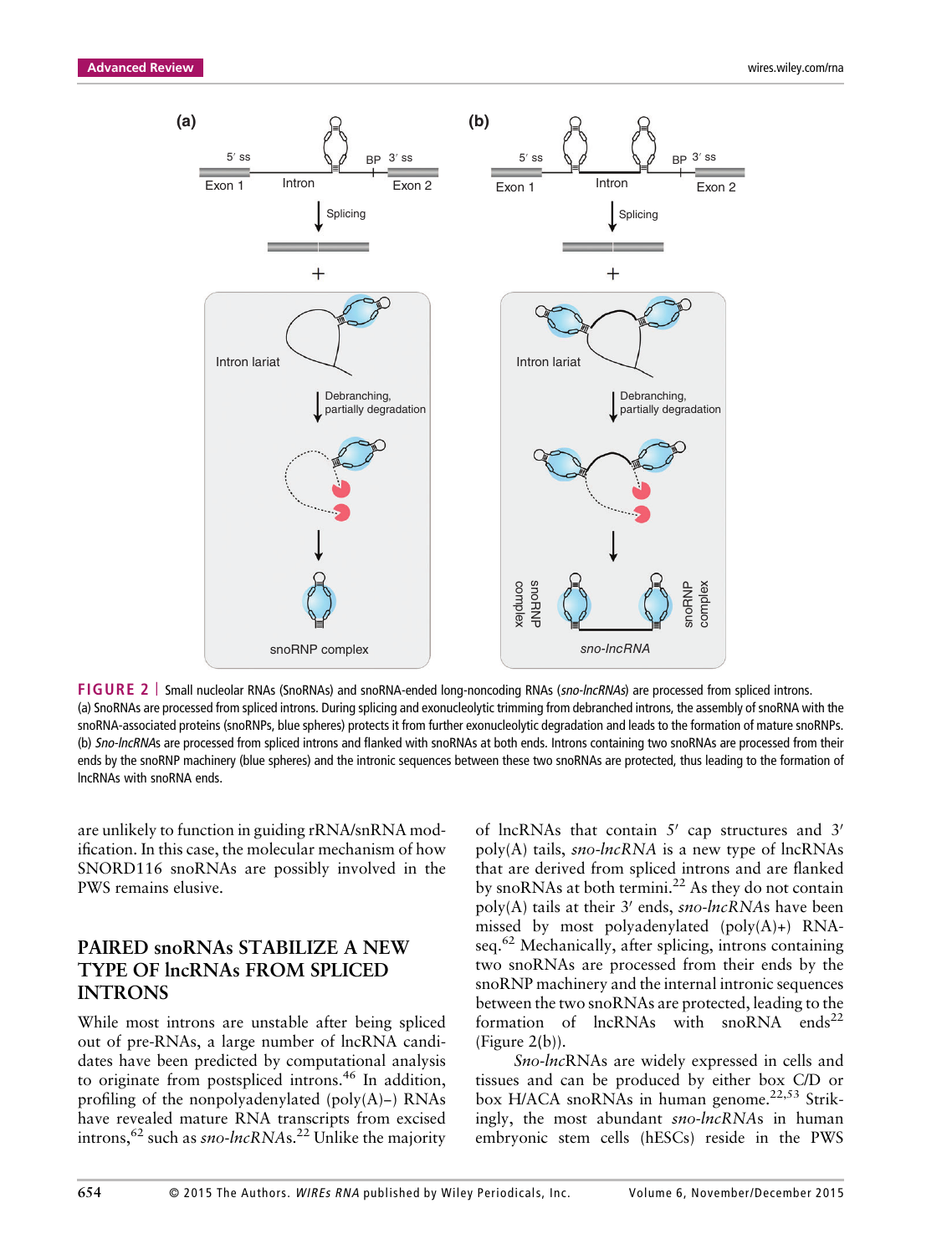**FIGURE 2** | Small nucleolar RNAs (SnoRNAs) and snoRNA-ended long-noncoding RNAs (*sno-lncRNAs*) are processed from spliced introns. (a) SnoRNAs are processed from spliced introns. During splicing and exonucleolytic trimming from debranched introns, the assembly of snoRNA with the snoRNA-associated proteins (snoRNPs, blue spheres) protects it from further exonucleolytic degradation and leads to the formation of mature snoRNPs. (b) *Sno-lncRNAs* are processed from spliced introns and flanked with snoRNAs at both ends. Introns containing two snoRNAs are processed from their ends by the snoRNP machinery (blue spheres) and the intronic sequences between these two snoRNAs are protected, thus leading to the formation of lncRNAs with snoRNA ends.

are unlikely to function in guiding rRNA/snRNA modification. In this case, the molecular mechanism of how SNORD116 snoRNAs are possibly involved in the PWS remains elusive.

## PAIRED snoRNAs STABILIZE A NEW TYPE OF lncRNAs FROM SPLICED INTRONS

While most introns are unstable after being spliced out of pre-RNAs, a large number of lncRNA candidates have been predicted by computational analysis to originate from postspliced introns.[46] In addition, profiling of the nonpolyadenylated (poly(A)−) RNAs have revealed mature RNA transcripts from excised introns,[62] such as *sno-lncRNAs*.[22] Unlike the majority of lncRNAs that contain 5′ cap structures and 3′ poly(A) tails, *sno-lncRNA* is a new type of lncRNAs that are derived from spliced introns and are flanked by snoRNAs at both termini.[22] As they do not contain poly(A) tails at their 3′ ends, *sno-lncRNAs* have been missed by most polyadenylated (poly(A)+) RNA-seq.[62] Mechanically, after splicing, introns containing two snoRNAs are processed from their ends by the snoRNP machinery and the internal intronic sequences between the two snoRNAs are protected, leading to the formation of lncRNAs with snoRNA ends[22] (Figure 2(b)).

*Sno-lncRNAs* are widely expressed in cells and tissues and can be produced by either box C/D or box H/ACA snoRNAs in human genome.[22,53] Strikingly, the most abundant *sno-lncRNAs* in human embryonic stem cells (hESCs) reside in the PWS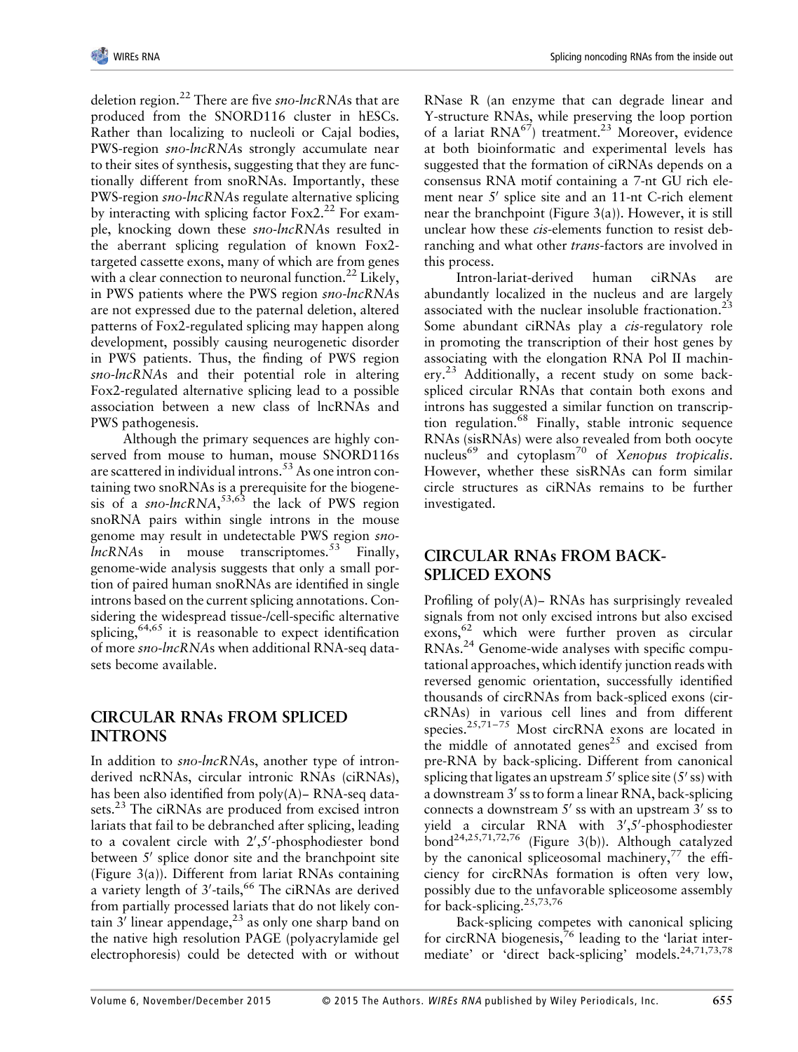deletion region.[22] There are five *sno-lncRNA*s that are produced from the SNORD116 cluster in hESCs. Rather than localizing to nucleoli or Cajal bodies, PWS-region *sno-lncRNA*s strongly accumulate near to their sites of synthesis, suggesting that they are functionally different from snoRNAs. Importantly, these PWS-region *sno-lncRNA*s regulate alternative splicing by interacting with splicing factor Fox2.[22] For example, knocking down these *sno-lncRNA*s resulted in the aberrant splicing regulation of known Fox2-targeted cassette exons, many of which are from genes with a clear connection to neuronal function.[22] Likely, in PWS patients where the PWS region *sno-lncRNA*s are not expressed due to the paternal deletion, altered patterns of Fox2-regulated splicing may happen along development, possibly causing neurogenetic disorder in PWS patients. Thus, the finding of PWS region *sno-lncRNA*s and their potential role in altering Fox2-regulated alternative splicing lead to a possible association between a new class of lncRNAs and PWS pathogenesis.

Although the primary sequences are highly conserved from mouse to human, mouse SNORD116s are scattered in individual introns.[53] As one intron containing two snoRNAs is a prerequisite for the biogenesis of a *sno-lncRNA*,[53,63] the lack of PWS region snoRNA pairs within single introns in the mouse genome may result in undetectable PWS region *sno-lncRNA*s in mouse transcriptomes.[53] Finally, genome-wide analysis suggests that only a small portion of paired human snoRNAs are identified in single introns based on the current splicing annotations. Considering the widespread tissue-/cell-specific alternative splicing,[64,65] it is reasonable to expect identification of more *sno-lncRNA*s when additional RNA-seq datasets become available.

## CIRCULAR RNAs FROM SPLICED INTRONS

In addition to *sno-lncRNA*s, another type of intron-derived ncRNAs, circular intronic RNAs (ciRNAs), has been also identified from poly(A)– RNA-seq datasets.[23] The ciRNAs are produced from excised intron lariats that fail to be debranched after splicing, leading to a covalent circle with 2′,5′-phosphodiester bond between 5′ splice donor site and the branchpoint site (Figure 3(a)). Different from lariat RNAs containing a variety length of 3′-tails,[66] The ciRNAs are derived from partially processed lariats that do not likely contain 3′ linear appendage,[23] as only one sharp band on the native high resolution PAGE (polyacrylamide gel electrophoresis) could be detected with or without RNase R (an enzyme that can degrade linear and Y-structure RNAs, while preserving the loop portion of a lariat RNA[67]) treatment.[23] Moreover, evidence at both bioinformatic and experimental levels has suggested that the formation of ciRNAs depends on a consensus RNA motif containing a 7-nt GU rich element near 5′ splice site and an 11-nt C-rich element near the branchpoint (Figure 3(a)). However, it is still unclear how these *cis*-elements function to resist debranching and what other *trans*-factors are involved in this process.

Intron-lariat-derived human ciRNAs are abundantly localized in the nucleus and are largely associated with the nuclear insoluble fractionation.[23] Some abundant ciRNAs play a *cis*-regulatory role in promoting the transcription of their host genes by associating with the elongation RNA Pol II machinery.[23] Additionally, a recent study on some back-spliced circular RNAs that contain both exons and introns has suggested a similar function on transcription regulation.[68] Finally, stable intronic sequence RNAs (sisRNAs) were also revealed from both oocyte nucleus[69] and cytoplasm[70] of *Xenopus tropicalis*. However, whether these sisRNAs can form similar circle structures as ciRNAs remains to be further investigated.

## CIRCULAR RNAs FROM BACK-SPLICED EXONS

Profiling of poly(A)– RNAs has surprisingly revealed signals from not only excised introns but also excised exons,[62] which were further proven as circular RNAs.[24] Genome-wide analyses with specific computational approaches, which identify junction reads with reversed genomic orientation, successfully identified thousands of circRNAs from back-spliced exons (circRNAs) in various cell lines and from different species.[25,71–75] Most circRNA exons are located in the middle of annotated genes[25] and excised from pre-RNA by back-splicing. Different from canonical splicing that ligates an upstream 5′ splice site (5′ ss) with a downstream 3′ ss to form a linear RNA, back-splicing connects a downstream 5′ ss with an upstream 3′ ss to yield a circular RNA with 3′,5′-phosphodiester bond[24,25,71,72,76] (Figure 3(b)). Although catalyzed by the canonical spliceosomal machinery,[77] the efficiency for circRNAs formation is often very low, possibly due to the unfavorable spliceosome assembly for back-splicing.[25,73,76]

Back-splicing competes with canonical splicing for circRNA biogenesis,[76] leading to the 'lariat intermediate' or 'direct back-splicing' models.[24,71,73,78]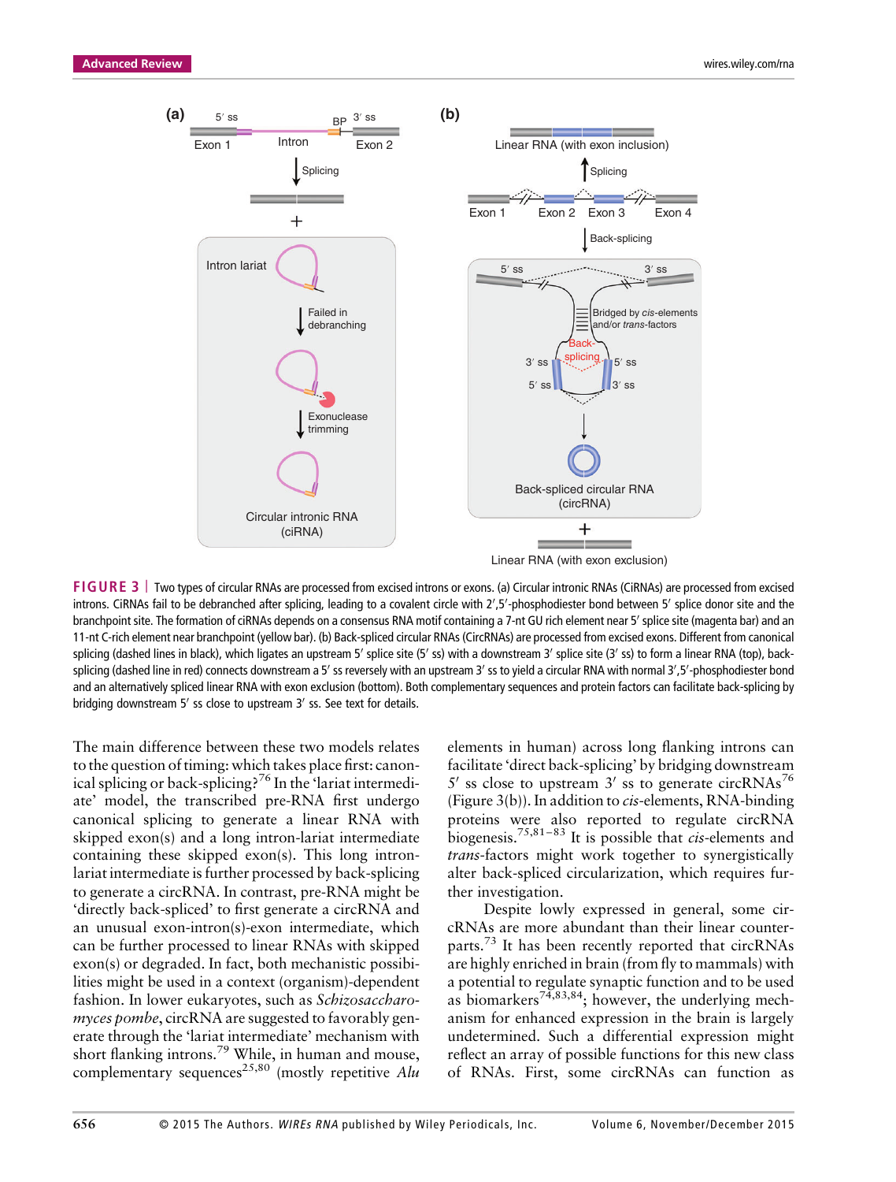**FIGURE 3** | Two types of circular RNAs are processed from excised introns or exons. (a) Circular intronic RNAs (CiRNAs) are processed from excised introns. CiRNAs fail to be debranched after splicing, leading to a covalent circle with 2′,5′-phosphodiester bond between 5′ splice donor site and the branchpoint site. The formation of ciRNAs depends on a consensus RNA motif containing a 7-nt GU rich element near 5′ splice site (magenta bar) and an 11-nt C-rich element near branchpoint (yellow bar). (b) Back-spliced circular RNAs (CircRNAs) are processed from excised exons. Different from canonical splicing (dashed lines in black), which ligates an upstream 5′ splice site (5′ ss) with a downstream 3′ splice site (3′ ss) to form a linear RNA (top), back-splicing (dashed line in red) connects downstream a 5′ ss reversely with an upstream 3′ ss to yield a circular RNA with normal 3′,5′-phosphodiester bond and an alternatively spliced linear RNA with exon exclusion (bottom). Both complementary sequences and protein factors can facilitate back-splicing by bridging downstream 5′ ss close to upstream 3′ ss. See text for details.

The main difference between these two models relates to the question of timing: which takes place first: canonical splicing or back-splicing?[76] In the 'lariat intermediate' model, the transcribed pre-RNA first undergo canonical splicing to generate a linear RNA with skipped exon(s) and a long intron-lariat intermediate containing these skipped exon(s). This long intron-lariat intermediate is further processed by back-splicing to generate a circRNA. In contrast, pre-RNA might be 'directly back-spliced' to first generate a circRNA and an unusual exon-intron(s)-exon intermediate, which can be further processed to linear RNAs with skipped exon(s) or degraded. In fact, both mechanistic possibilities might be used in a context (organism)-dependent fashion. In lower eukaryotes, such as *Schizosaccharomyces pombe*, circRNA are suggested to favorably generate through the 'lariat intermediate' mechanism with short flanking introns.[79] While, in human and mouse, complementary sequences[25,80] (mostly repetitive *Alu* elements in human) across long flanking introns can facilitate 'direct back-splicing' by bridging downstream 5′ ss close to upstream 3′ ss to generate circRNAs[76] (Figure 3(b)). In addition to *cis*-elements, RNA-binding proteins were also reported to regulate circRNA biogenesis.[75,81–83] It is possible that *cis*-elements and *trans*-factors might work together to synergistically alter back-spliced circularization, which requires further investigation.

Despite lowly expressed in general, some circRNAs are more abundant than their linear counterparts.[73] It has been recently reported that circRNAs are highly enriched in brain (from fly to mammals) with a potential to regulate synaptic function and to be used as biomarkers[74,83,84]; however, the underlying mechanism for enhanced expression in the brain is largely undetermined. Such a differential expression might reflect an array of possible functions for this new class of RNAs. First, some circRNAs can function as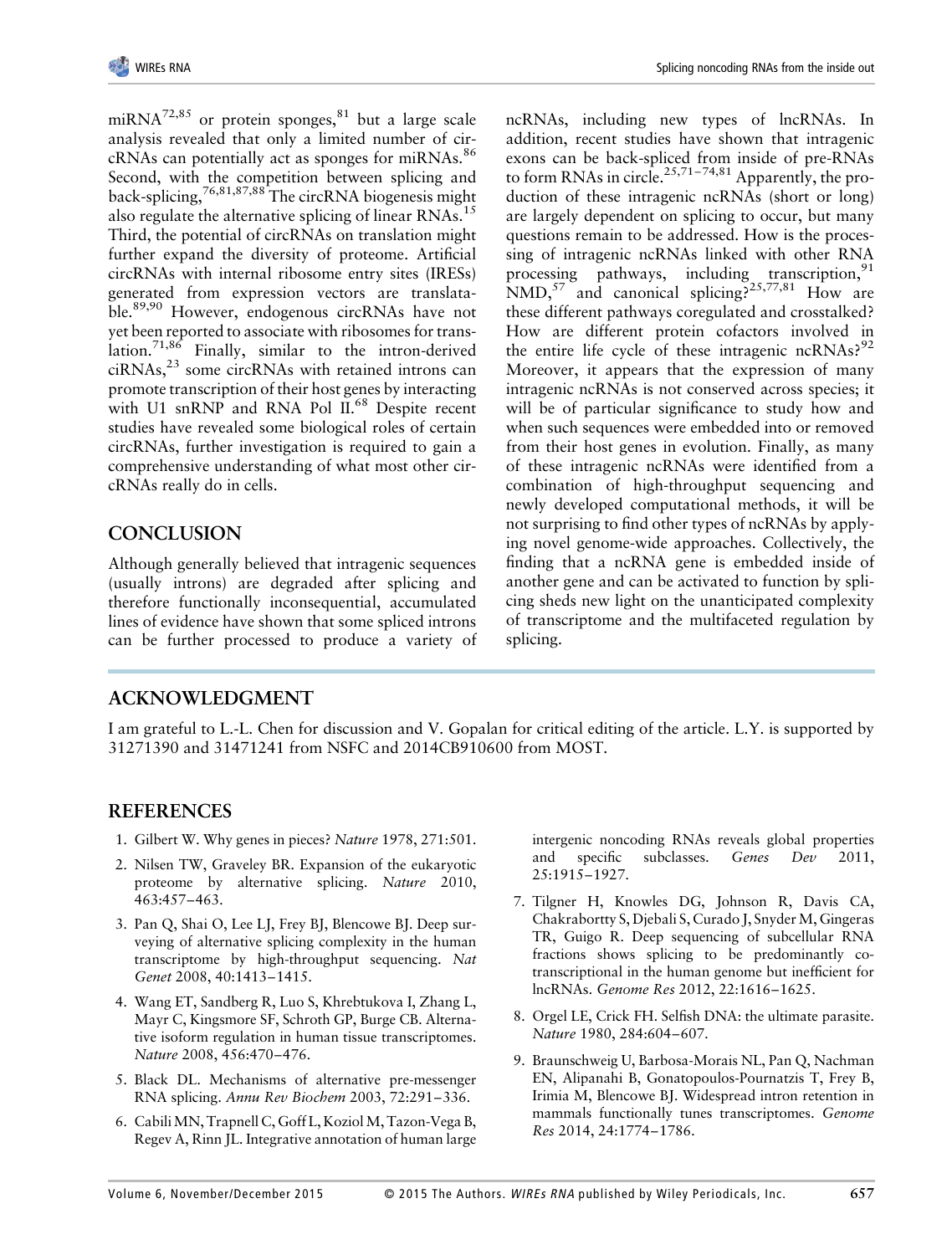miRNA[72,85] or protein sponges,[81] but a large scale analysis revealed that only a limited number of circRNAs can potentially act as sponges for miRNAs.[86] Second, with the competition between splicing and back-splicing,[76,81,87,88] The circRNA biogenesis might also regulate the alternative splicing of linear RNAs.[15] Third, the potential of circRNAs on translation might further expand the diversity of proteome. Artificial circRNAs with internal ribosome entry sites (IRESs) generated from expression vectors are translatable.[89,90] However, endogenous circRNAs have not yet been reported to associate with ribosomes for translation.[71,86] Finally, similar to the intron-derived ciRNAs,[23] some circRNAs with retained introns can promote transcription of their host genes by interacting with U1 snRNP and RNA Pol II.[68] Despite recent studies have revealed some biological roles of certain circRNAs, further investigation is required to gain a comprehensive understanding of what most other circRNAs really do in cells.

## CONCLUSION

Although generally believed that intragenic sequences (usually introns) are degraded after splicing and therefore functionally inconsequential, accumulated lines of evidence have shown that some spliced introns can be further processed to produce a variety of ncRNAs, including new types of lncRNAs. In addition, recent studies have shown that intragenic exons can be back-spliced from inside of pre-RNAs to form RNAs in circle.[25,71–74,81] Apparently, the production of these intragenic ncRNAs (short or long) are largely dependent on splicing to occur, but many questions remain to be addressed. How is the processing of intragenic ncRNAs linked with other RNA processing pathways, including transcription,[91] NMD,[57] and canonical splicing?[25,77,81] How are these different pathways coregulated and crosstalked? How are different protein cofactors involved in the entire life cycle of these intragenic ncRNAs?[92] Moreover, it appears that the expression of many intragenic ncRNAs is not conserved across species; it will be of particular significance to study how and when such sequences were embedded into or removed from their host genes in evolution. Finally, as many of these intragenic ncRNAs were identified from a combination of high-throughput sequencing and newly developed computational methods, it will be not surprising to find other types of ncRNAs by applying novel genome-wide approaches. Collectively, the finding that a ncRNA gene is embedded inside of another gene and can be activated to function by splicing sheds new light on the unanticipated complexity of transcriptome and the multifaceted regulation by splicing.

## ACKNOWLEDGMENT

I am grateful to L.-L. Chen for discussion and V. Gopalan for critical editing of the article. L.Y. is supported by 31271390 and 31471241 from NSFC and 2014CB910600 from MOST.

## REFERENCES

1. Gilbert W. Why genes in pieces? *Nature* 1978, 271:501.
2. Nilsen TW, Graveley BR. Expansion of the eukaryotic proteome by alternative splicing. *Nature* 2010, 463:457–463.
3. Pan Q, Shai O, Lee LJ, Frey BJ, Blencowe BJ. Deep surveying of alternative splicing complexity in the human transcriptome by high-throughput sequencing. *Nat Genet* 2008, 40:1413–1415.
4. Wang ET, Sandberg R, Luo S, Khrebtukova I, Zhang L, Mayr C, Kingsmore SF, Schroth GP, Burge CB. Alternative isoform regulation in human tissue transcriptomes. *Nature* 2008, 456:470–476.
5. Black DL. Mechanisms of alternative pre-messenger RNA splicing. *Annu Rev Biochem* 2003, 72:291–336.
6. Cabili MN, Trapnell C, Goff L, Koziol M, Tazon-Vega B, Regev A, Rinn JL. Integrative annotation of human large intergenic noncoding RNAs reveals global properties and specific subclasses. *Genes Dev* 2011, 25:1915–1927.
7. Tilgner H, Knowles DG, Johnson R, Davis CA, Chakrabortty S, Djebali S, Curado J, Snyder M, Gingeras TR, Guigo R. Deep sequencing of subcellular RNA fractions shows splicing to be predominantly co-transcriptional in the human genome but inefficient for lncRNAs. *Genome Res* 2012, 22:1616–1625.
8. Orgel LE, Crick FH. Selfish DNA: the ultimate parasite. *Nature* 1980, 284:604–607.
9. Braunschweig U, Barbosa-Morais NL, Pan Q, Nachman EN, Alipanahi B, Gonatopoulos-Pournatzis T, Frey B, Irimia M, Blencowe BJ. Widespread intron retention in mammals functionally tunes transcriptomes. *Genome Res* 2014, 24:1774–1786.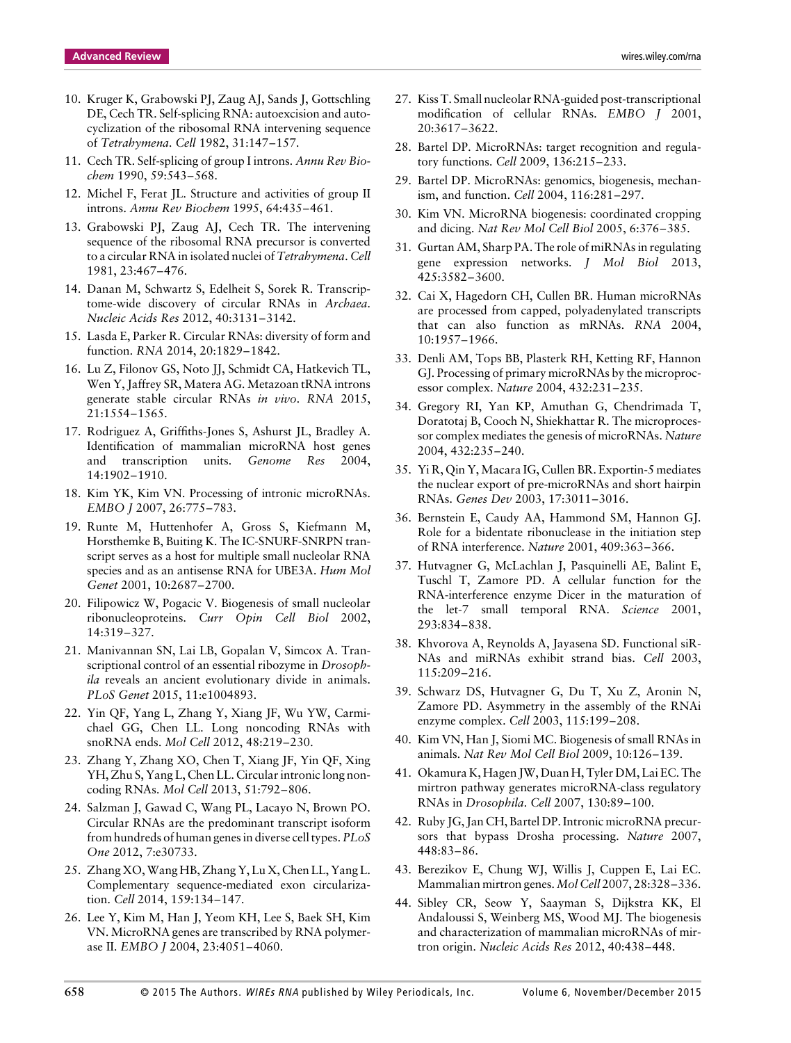10. Kruger K, Grabowski PJ, Zaug AJ, Sands J, Gottschling DE, Cech TR. Self-splicing RNA: autoexcision and autocyclization of the ribosomal RNA intervening sequence of *Tetrahymena*. *Cell* 1982, 31:147–157.
11. Cech TR. Self-splicing of group I introns. *Annu Rev Biochem* 1990, 59:543–568.
12. Michel F, Ferat JL. Structure and activities of group II introns. *Annu Rev Biochem* 1995, 64:435–461.
13. Grabowski PJ, Zaug AJ, Cech TR. The intervening sequence of the ribosomal RNA precursor is converted to a circular RNA in isolated nuclei of *Tetrahymena*. *Cell* 1981, 23:467–476.
14. Danan M, Schwartz S, Edelheit S, Sorek R. Transcriptome-wide discovery of circular RNAs in *Archaea*. *Nucleic Acids Res* 2012, 40:3131–3142.
15. Lasda E, Parker R. Circular RNAs: diversity of form and function. *RNA* 2014, 20:1829–1842.
16. Lu Z, Filonov GS, Noto JJ, Schmidt CA, Hatkevich TL, Wen Y, Jaffrey SR, Matera AG. Metazoan tRNA introns generate stable circular RNAs *in vivo*. *RNA* 2015, 21:1554–1565.
17. Rodriguez A, Griffiths-Jones S, Ashurst JL, Bradley A. Identification of mammalian microRNA host genes and transcription units. *Genome Res* 2004, 14:1902–1910.
18. Kim YK, Kim VN. Processing of intronic microRNAs. *EMBO J* 2007, 26:775–783.
19. Runte M, Huttenhofer A, Gross S, Kiefmann M, Horsthemke B, Buiting K. The IC-SNURF-SNRPN transcript serves as a host for multiple small nucleolar RNA species and as an antisense RNA for UBE3A. *Hum Mol Genet* 2001, 10:2687–2700.
20. Filipowicz W, Pogacic V. Biogenesis of small nucleolar ribonucleoproteins. *Curr Opin Cell Biol* 2002, 14:319–327.
21. Manivannan SN, Lai LB, Gopalan V, Simcox A. Transcriptional control of an essential ribozyme in *Drosophila* reveals an ancient evolutionary divide in animals. *PLoS Genet* 2015, 11:e1004893.
22. Yin QF, Yang L, Zhang Y, Xiang JF, Wu YW, Carmichael GG, Chen LL. Long noncoding RNAs with snoRNA ends. *Mol Cell* 2012, 48:219–230.
23. Zhang Y, Zhang XO, Chen T, Xiang JF, Yin QF, Xing YH, Zhu S, Yang L, Chen LL. Circular intronic long noncoding RNAs. *Mol Cell* 2013, 51:792–806.
24. Salzman J, Gawad C, Wang PL, Lacayo N, Brown PO. Circular RNAs are the predominant transcript isoform from hundreds of human genes in diverse cell types. *PLoS One* 2012, 7:e30733.
25. Zhang XO, Wang HB, Zhang Y, Lu X, Chen LL, Yang L. Complementary sequence-mediated exon circularization. *Cell* 2014, 159:134–147.
26. Lee Y, Kim M, Han J, Yeom KH, Lee S, Baek SH, Kim VN. MicroRNA genes are transcribed by RNA polymerase II. *EMBO J* 2004, 23:4051–4060.
27. Kiss T. Small nucleolar RNA-guided post-transcriptional modification of cellular RNAs. *EMBO J* 2001, 20:3617–3622.
28. Bartel DP. MicroRNAs: target recognition and regulatory functions. *Cell* 2009, 136:215–233.
29. Bartel DP. MicroRNAs: genomics, biogenesis, mechanism, and function. *Cell* 2004, 116:281–297.
30. Kim VN. MicroRNA biogenesis: coordinated cropping and dicing. *Nat Rev Mol Cell Biol* 2005, 6:376–385.
31. Gurtan AM, Sharp PA. The role of miRNAs in regulating gene expression networks. *J Mol Biol* 2013, 425:3582–3600.
32. Cai X, Hagedorn CH, Cullen BR. Human microRNAs are processed from capped, polyadenylated transcripts that can also function as mRNAs. *RNA* 2004, 10:1957–1966.
33. Denli AM, Tops BB, Plasterk RH, Ketting RF, Hannon GJ. Processing of primary microRNAs by the microprocessor complex. *Nature* 2004, 432:231–235.
34. Gregory RI, Yan KP, Amuthan G, Chendrimada T, Doratotaj B, Cooch N, Shiekhattar R. The microprocessor complex mediates the genesis of microRNAs. *Nature* 2004, 432:235–240.
35. Yi R, Qin Y, Macara IG, Cullen BR. Exportin-5 mediates the nuclear export of pre-microRNAs and short hairpin RNAs. *Genes Dev* 2003, 17:3011–3016.
36. Bernstein E, Caudy AA, Hammond SM, Hannon GJ. Role for a bidentate ribonuclease in the initiation step of RNA interference. *Nature* 2001, 409:363–366.
37. Hutvagner G, McLachlan J, Pasquinelli AE, Balint E, Tuschl T, Zamore PD. A cellular function for the RNA-interference enzyme Dicer in the maturation of the let-7 small temporal RNA. *Science* 2001, 293:834–838.
38. Khvorova A, Reynolds A, Jayasena SD. Functional siRNAs and miRNAs exhibit strand bias. *Cell* 2003, 115:209–216.
39. Schwarz DS, Hutvagner G, Du T, Xu Z, Aronin N, Zamore PD. Asymmetry in the assembly of the RNAi enzyme complex. *Cell* 2003, 115:199–208.
40. Kim VN, Han J, Siomi MC. Biogenesis of small RNAs in animals. *Nat Rev Mol Cell Biol* 2009, 10:126–139.
41. Okamura K, Hagen JW, Duan H, Tyler DM, Lai EC. The mirtron pathway generates microRNA-class regulatory RNAs in *Drosophila*. *Cell* 2007, 130:89–100.
42. Ruby JG, Jan CH, Bartel DP. Intronic microRNA precursors that bypass Drosha processing. *Nature* 2007, 448:83–86.
43. Berezikov E, Chung WJ, Willis J, Cuppen E, Lai EC. Mammalian mirtron genes. *Mol Cell* 2007, 28:328–336.
44. Sibley CR, Seow Y, Saayman S, Dijkstra KK, El Andaloussi S, Weinberg MS, Wood MJ. The biogenesis and characterization of mammalian microRNAs of mirtron origin. *Nucleic Acids Res* 2012, 40:438–448.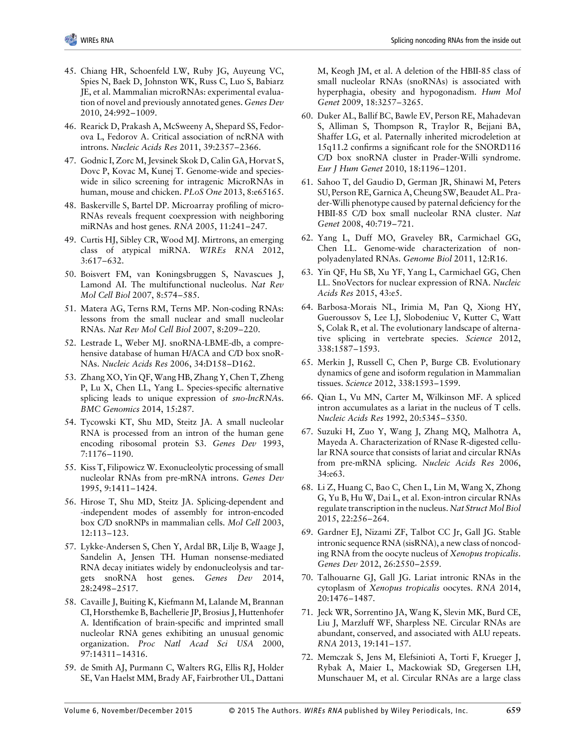45. Chiang HR, Schoenfeld LW, Ruby JG, Auyeung VC, Spies N, Baek D, Johnston WK, Russ C, Luo S, Babiarz JE, et al. Mammalian microRNAs: experimental evaluation of novel and previously annotated genes. *Genes Dev* 2010, 24:992–1009.

46. Rearick D, Prakash A, McSweeny A, Shepard SS, Fedorova L, Fedorov A. Critical association of ncRNA with introns. *Nucleic Acids Res* 2011, 39:2357–2366.

47. Godnic I, Zorc M, Jevsinek Skok D, Calin GA, Horvat S, Dovc P, Kovac M, Kunej T. Genome-wide and species-wide in silico screening for intragenic MicroRNAs in human, mouse and chicken. *PLoS One* 2013, 8:e65165.

48. Baskerville S, Bartel DP. Microarray profiling of microRNAs reveals frequent coexpression with neighboring miRNAs and host genes. *RNA* 2005, 11:241–247.

49. Curtis HJ, Sibley CR, Wood MJ. Mirtrons, an emerging class of atypical miRNA. *WIREs RNA* 2012, 3:617–632.

50. Boisvert FM, van Koningsbruggen S, Navascues J, Lamond AI. The multifunctional nucleolus. *Nat Rev Mol Cell Biol* 2007, 8:574–585.

51. Matera AG, Terns RM, Terns MP. Non-coding RNAs: lessons from the small nuclear and small nucleolar RNAs. *Nat Rev Mol Cell Biol* 2007, 8:209–220.

52. Lestrade L, Weber MJ. snoRNA-LBME-db, a comprehensive database of human H/ACA and C/D box snoRNAs. *Nucleic Acids Res* 2006, 34:D158–D162.

53. Zhang XO, Yin QF, Wang HB, Zhang Y, Chen T, Zheng P, Lu X, Chen LL, Yang L. Species-specific alternative splicing leads to unique expression of *sno-lncRNAs*. *BMC Genomics* 2014, 15:287.

54. Tycowski KT, Shu MD, Steitz JA. A small nucleolar RNA is processed from an intron of the human gene encoding ribosomal protein S3. *Genes Dev* 1993, 7:1176–1190.

55. Kiss T, Filipowicz W. Exonucleolytic processing of small nucleolar RNAs from pre-mRNA introns. *Genes Dev* 1995, 9:1411–1424.

56. Hirose T, Shu MD, Steitz JA. Splicing-dependent and -independent modes of assembly for intron-encoded box C/D snoRNPs in mammalian cells. *Mol Cell* 2003, 12:113–123.

57. Lykke-Andersen S, Chen Y, Ardal BR, Lilje B, Waage J, Sandelin A, Jensen TH. Human nonsense-mediated RNA decay initiates widely by endonucleolysis and targets snoRNA host genes. *Genes Dev* 2014, 28:2498–2517.

58. Cavaille J, Buiting K, Kiefmann M, Lalande M, Brannan CI, Horsthemke B, Bachellerie JP, Brosius J, Huttenhofer A. Identification of brain-specific and imprinted small nucleolar RNA genes exhibiting an unusual genomic organization. *Proc Natl Acad Sci USA* 2000, 97:14311–14316.

59. de Smith AJ, Purmann C, Walters RG, Ellis RJ, Holder SE, Van Haelst MM, Brady AF, Fairbrother UL, Dattani M, Keogh JM, et al. A deletion of the HBII-85 class of small nucleolar RNAs (snoRNAs) is associated with hyperphagia, obesity and hypogonadism. *Hum Mol Genet* 2009, 18:3257–3265.

60. Duker AL, Ballif BC, Bawle EV, Person RE, Mahadevan S, Alliman S, Thompson R, Traylor R, Bejjani BA, Shaffer LG, et al. Paternally inherited microdeletion at 15q11.2 confirms a significant role for the SNORD116 C/D box snoRNA cluster in Prader-Willi syndrome. *Eur J Hum Genet* 2010, 18:1196–1201.

61. Sahoo T, del Gaudio D, German JR, Shinawi M, Peters SU, Person RE, Garnica A, Cheung SW, Beaudet AL. Prader-Willi phenotype caused by paternal deficiency for the HBII-85 C/D box small nucleolar RNA cluster. *Nat Genet* 2008, 40:719–721.

62. Yang L, Duff MO, Graveley BR, Carmichael GG, Chen LL. Genome-wide characterization of non-polyadenylated RNAs. *Genome Biol* 2011, 12:R16.

63. Yin QF, Hu SB, Xu YF, Yang L, Carmichael GG, Chen LL. SnoVectors for nuclear expression of RNA. *Nucleic Acids Res* 2015, 43:e5.

64. Barbosa-Morais NL, Irimia M, Pan Q, Xiong HY, Gueroussov S, Lee LJ, Slobodeniuc V, Kutter C, Watt S, Colak R, et al. The evolutionary landscape of alternative splicing in vertebrate species. *Science* 2012, 338:1587–1593.

65. Merkin J, Russell C, Chen P, Burge CB. Evolutionary dynamics of gene and isoform regulation in Mammalian tissues. *Science* 2012, 338:1593–1599.

66. Qian L, Vu MN, Carter M, Wilkinson MF. A spliced intron accumulates as a lariat in the nucleus of T cells. *Nucleic Acids Res* 1992, 20:5345–5350.

67. Suzuki H, Zuo Y, Wang J, Zhang MQ, Malhotra A, Mayeda A. Characterization of RNase R-digested cellular RNA source that consists of lariat and circular RNAs from pre-mRNA splicing. *Nucleic Acids Res* 2006, 34:e63.

68. Li Z, Huang C, Bao C, Chen L, Lin M, Wang X, Zhong G, Yu B, Hu W, Dai L, et al. Exon-intron circular RNAs regulate transcription in the nucleus. *Nat Struct Mol Biol* 2015, 22:256–264.

69. Gardner EJ, Nizami ZF, Talbot CC Jr, Gall JG. Stable intronic sequence RNA (sisRNA), a new class of noncoding RNA from the oocyte nucleus of *Xenopus tropicalis*. *Genes Dev* 2012, 26:2550–2559.

70. Talhouarne GJ, Gall JG. Lariat intronic RNAs in the cytoplasm of *Xenopus tropicalis* oocytes. *RNA* 2014, 20:1476–1487.

71. Jeck WR, Sorrentino JA, Wang K, Slevin MK, Burd CE, Liu J, Marzluff WF, Sharpless NE. Circular RNAs are abundant, conserved, and associated with ALU repeats. *RNA* 2013, 19:141–157.

72. Memczak S, Jens M, Elefsinioti A, Torti F, Krueger J, Rybak A, Maier L, Mackowiak SD, Gregersen LH, Munschauer M, et al. Circular RNAs are a large class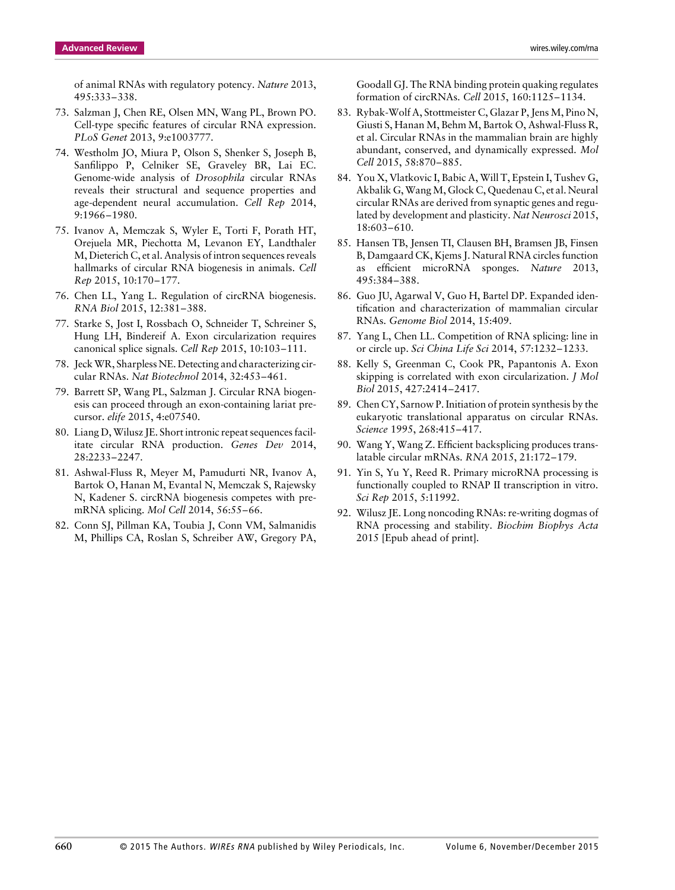of animal RNAs with regulatory potency. *Nature* 2013, 495:333–338.

73. Salzman J, Chen RE, Olsen MN, Wang PL, Brown PO. Cell-type specific features of circular RNA expression. *PLoS Genet* 2013, 9:e1003777.
74. Westholm JO, Miura P, Olson S, Shenker S, Joseph B, Sanfilippo P, Celniker SE, Graveley BR, Lai EC. Genome-wide analysis of *Drosophila* circular RNAs reveals their structural and sequence properties and age-dependent neural accumulation. *Cell Rep* 2014, 9:1966–1980.
75. Ivanov A, Memczak S, Wyler E, Torti F, Porath HT, Orejuela MR, Piechotta M, Levanon EY, Landthaler M, Dieterich C, et al. Analysis of intron sequences reveals hallmarks of circular RNA biogenesis in animals. *Cell Rep* 2015, 10:170–177.
76. Chen LL, Yang L. Regulation of circRNA biogenesis. *RNA Biol* 2015, 12:381–388.
77. Starke S, Jost I, Rossbach O, Schneider T, Schreiner S, Hung LH, Bindereif A. Exon circularization requires canonical splice signals. *Cell Rep* 2015, 10:103–111.
78. Jeck WR, Sharpless NE. Detecting and characterizing circular RNAs. *Nat Biotechnol* 2014, 32:453–461.
79. Barrett SP, Wang PL, Salzman J. Circular RNA biogenesis can proceed through an exon-containing lariat precursor. *elife* 2015, 4:e07540.
80. Liang D, Wilusz JE. Short intronic repeat sequences facilitate circular RNA production. *Genes Dev* 2014, 28:2233–2247.
81. Ashwal-Fluss R, Meyer M, Pamudurti NR, Ivanov A, Bartok O, Hanan M, Evantal N, Memczak S, Rajewsky N, Kadener S. circRNA biogenesis competes with pre-mRNA splicing. *Mol Cell* 2014, 56:55–66.
82. Conn SJ, Pillman KA, Toubia J, Conn VM, Salmanidis M, Phillips CA, Roslan S, Schreiber AW, Gregory PA, Goodall GJ. The RNA binding protein quaking regulates formation of circRNAs. *Cell* 2015, 160:1125–1134.
83. Rybak-Wolf A, Stottmeister C, Glazar P, Jens M, Pino N, Giusti S, Hanan M, Behm M, Bartok O, Ashwal-Fluss R, et al. Circular RNAs in the mammalian brain are highly abundant, conserved, and dynamically expressed. *Mol Cell* 2015, 58:870–885.
84. You X, Vlatkovic I, Babic A, Will T, Epstein I, Tushev G, Akbalik G, Wang M, Glock C, Quedenau C, et al. Neural circular RNAs are derived from synaptic genes and regulated by development and plasticity. *Nat Neurosci* 2015, 18:603–610.
85. Hansen TB, Jensen TI, Clausen BH, Bramsen JB, Finsen B, Damgaard CK, Kjems J. Natural RNA circles function as efficient microRNA sponges. *Nature* 2013, 495:384–388.
86. Guo JU, Agarwal V, Guo H, Bartel DP. Expanded identification and characterization of mammalian circular RNAs. *Genome Biol* 2014, 15:409.
87. Yang L, Chen LL. Competition of RNA splicing: line in or circle up. *Sci China Life Sci* 2014, 57:1232–1233.
88. Kelly S, Greenman C, Cook PR, Papantonis A. Exon skipping is correlated with exon circularization. *J Mol Biol* 2015, 427:2414–2417.
89. Chen CY, Sarnow P. Initiation of protein synthesis by the eukaryotic translational apparatus on circular RNAs. *Science* 1995, 268:415–417.
90. Wang Y, Wang Z. Efficient backsplicing produces translatable circular mRNAs. *RNA* 2015, 21:172–179.
91. Yin S, Yu Y, Reed R. Primary microRNA processing is functionally coupled to RNAP II transcription in vitro. *Sci Rep* 2015, 5:11992.
92. Wilusz JE. Long noncoding RNAs: re-writing dogmas of RNA processing and stability. *Biochim Biophys Acta* 2015 [Epub ahead of print].